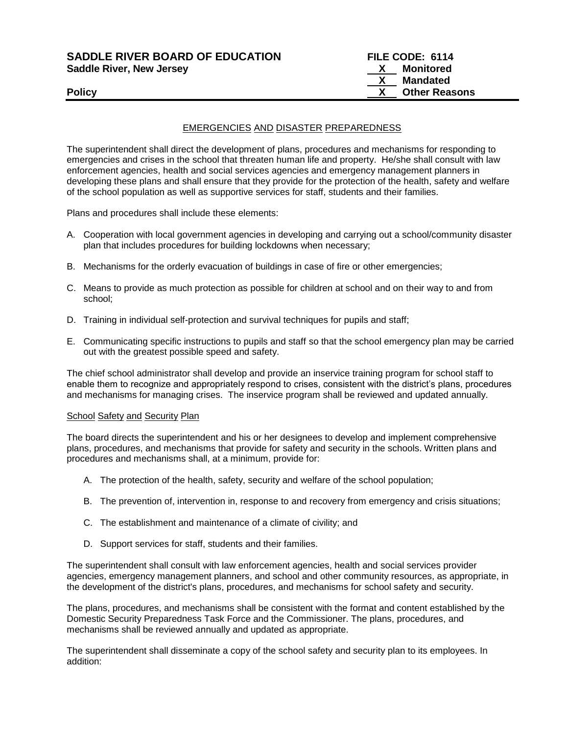**SADDLE RIVER BOARD OF EDUCATION**
**Saddle River, New Jersey**

**Policy**

**FILE CODE: 6114**
**X Monitored**
**X Mandated**
**X Other Reasons**

## EMERGENCIES AND DISASTER PREPAREDNESS

The superintendent shall direct the development of plans, procedures and mechanisms for responding to emergencies and crises in the school that threaten human life and property. He/she shall consult with law enforcement agencies, health and social services agencies and emergency management planners in developing these plans and shall ensure that they provide for the protection of the health, safety and welfare of the school population as well as supportive services for staff, students and their families.

Plans and procedures shall include these elements:

A. Cooperation with local government agencies in developing and carrying out a school/community disaster plan that includes procedures for building lockdowns when necessary;

B. Mechanisms for the orderly evacuation of buildings in case of fire or other emergencies;

C. Means to provide as much protection as possible for children at school and on their way to and from school;

D. Training in individual self-protection and survival techniques for pupils and staff;

E. Communicating specific instructions to pupils and staff so that the school emergency plan may be carried out with the greatest possible speed and safety.

The chief school administrator shall develop and provide an inservice training program for school staff to enable them to recognize and appropriately respond to crises, consistent with the district's plans, procedures and mechanisms for managing crises. The inservice program shall be reviewed and updated annually.

### School Safety and Security Plan

The board directs the superintendent and his or her designees to develop and implement comprehensive plans, procedures, and mechanisms that provide for safety and security in the schools. Written plans and procedures and mechanisms shall, at a minimum, provide for:

A. The protection of the health, safety, security and welfare of the school population;

B. The prevention of, intervention in, response to and recovery from emergency and crisis situations;

C. The establishment and maintenance of a climate of civility; and

D. Support services for staff, students and their families.

The superintendent shall consult with law enforcement agencies, health and social services provider agencies, emergency management planners, and school and other community resources, as appropriate, in the development of the district's plans, procedures, and mechanisms for school safety and security.

The plans, procedures, and mechanisms shall be consistent with the format and content established by the Domestic Security Preparedness Task Force and the Commissioner. The plans, procedures, and mechanisms shall be reviewed annually and updated as appropriate.

The superintendent shall disseminate a copy of the school safety and security plan to its employees. In addition: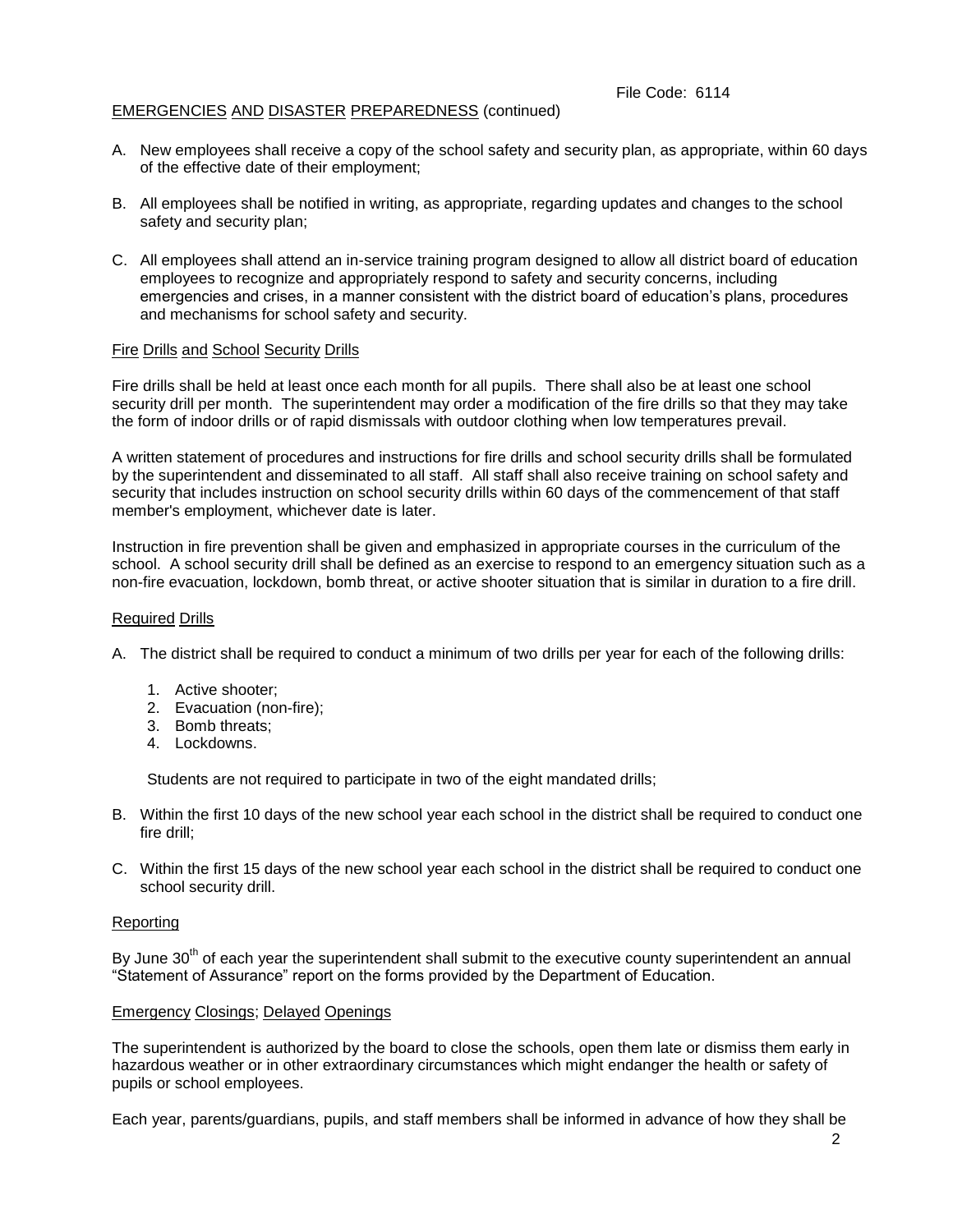EMERGENCIES AND DISASTER PREPAREDNESS (continued)

A. New employees shall receive a copy of the school safety and security plan, as appropriate, within 60 days of the effective date of their employment;

B. All employees shall be notified in writing, as appropriate, regarding updates and changes to the school safety and security plan;

C. All employees shall attend an in-service training program designed to allow all district board of education employees to recognize and appropriately respond to safety and security concerns, including emergencies and crises, in a manner consistent with the district board of education's plans, procedures and mechanisms for school safety and security.

## Fire Drills and School Security Drills

Fire drills shall be held at least once each month for all pupils. There shall also be at least one school security drill per month. The superintendent may order a modification of the fire drills so that they may take the form of indoor drills or of rapid dismissals with outdoor clothing when low temperatures prevail.

A written statement of procedures and instructions for fire drills and school security drills shall be formulated by the superintendent and disseminated to all staff. All staff shall also receive training on school safety and security that includes instruction on school security drills within 60 days of the commencement of that staff member's employment, whichever date is later.

Instruction in fire prevention shall be given and emphasized in appropriate courses in the curriculum of the school. A school security drill shall be defined as an exercise to respond to an emergency situation such as a non-fire evacuation, lockdown, bomb threat, or active shooter situation that is similar in duration to a fire drill.

## Required Drills

A. The district shall be required to conduct a minimum of two drills per year for each of the following drills:

   1. Active shooter;
   2. Evacuation (non-fire);
   3. Bomb threats;
   4. Lockdowns.

   Students are not required to participate in two of the eight mandated drills;

B. Within the first 10 days of the new school year each school in the district shall be required to conduct one fire drill;

C. Within the first 15 days of the new school year each school in the district shall be required to conduct one school security drill.

## Reporting

By June 30th of each year the superintendent shall submit to the executive county superintendent an annual "Statement of Assurance" report on the forms provided by the Department of Education.

## Emergency Closings; Delayed Openings

The superintendent is authorized by the board to close the schools, open them late or dismiss them early in hazardous weather or in other extraordinary circumstances which might endanger the health or safety of pupils or school employees.

Each year, parents/guardians, pupils, and staff members shall be informed in advance of how they shall be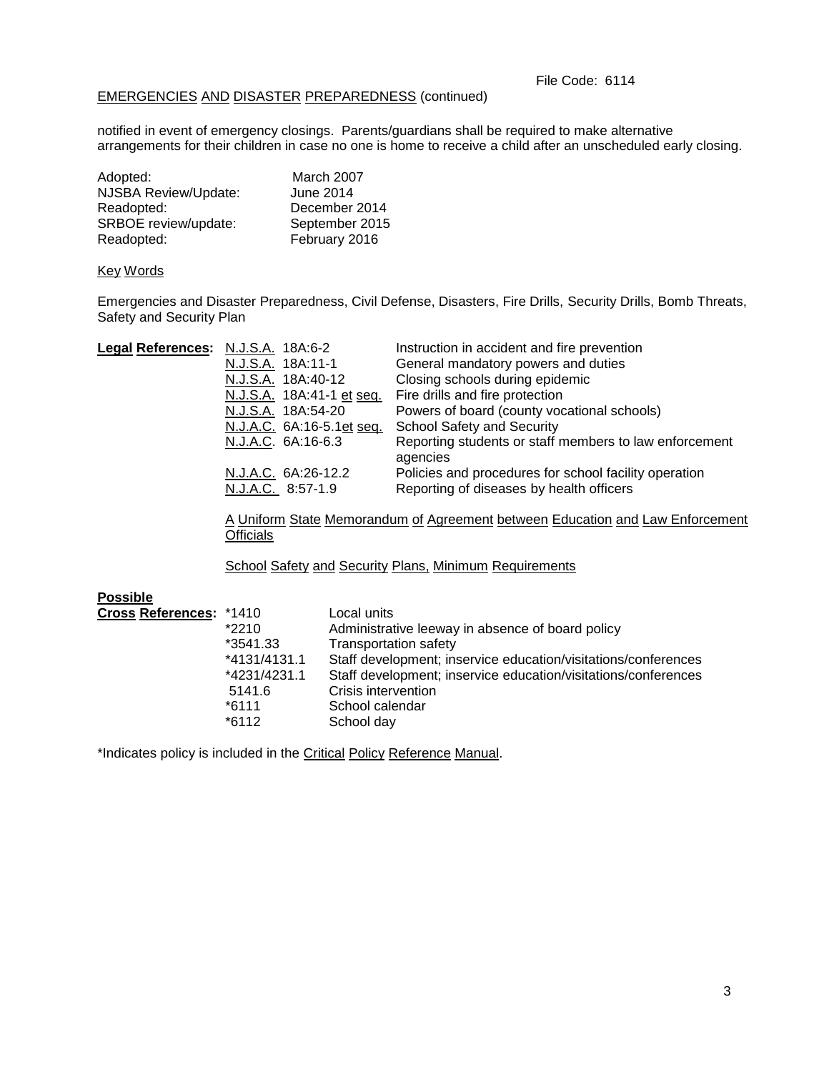EMERGENCIES AND DISASTER PREPAREDNESS (continued)

notified in event of emergency closings. Parents/guardians shall be required to make alternative arrangements for their children in case no one is home to receive a child after an unscheduled early closing.

| | |
|---|---|
| Adopted: | March 2007 |
| NJSBA Review/Update: | June 2014 |
| Readopted: | December 2014 |
| SRBOE review/update: | September 2015 |
| Readopted: | February 2016 |

Key Words

Emergencies and Disaster Preparedness, Civil Defense, Disasters, Fire Drills, Security Drills, Bomb Threats, Safety and Security Plan

**Legal References:**

| | |
|---|---|
| N.J.S.A. 18A:6-2 | Instruction in accident and fire prevention |
| N.J.S.A. 18A:11-1 | General mandatory powers and duties |
| N.J.S.A. 18A:40-12 | Closing schools during epidemic |
| N.J.S.A. 18A:41-1 et seq. | Fire drills and fire protection |
| N.J.S.A. 18A:54-20 | Powers of board (county vocational schools) |
| N.J.A.C. 6A:16-5.1et seq. | School Safety and Security |
| N.J.A.C. 6A:16-6.3 | Reporting students or staff members to law enforcement agencies |
| N.J.A.C. 6A:26-12.2 | Policies and procedures for school facility operation |
| N.J.A.C. 8:57-1.9 | Reporting of diseases by health officers |

A Uniform State Memorandum of Agreement between Education and Law Enforcement Officials

School Safety and Security Plans, Minimum Requirements

**Possible Cross References:**

| | |
|---|---|
| *1410 | Local units |
| *2210 | Administrative leeway in absence of board policy |
| *3541.33 | Transportation safety |
| *4131/4131.1 | Staff development; inservice education/visitations/conferences |
| *4231/4231.1 | Staff development; inservice education/visitations/conferences |
| 5141.6 | Crisis intervention |
| *6111 | School calendar |
| *6112 | School day |

*Indicates policy is included in the Critical Policy Reference Manual.